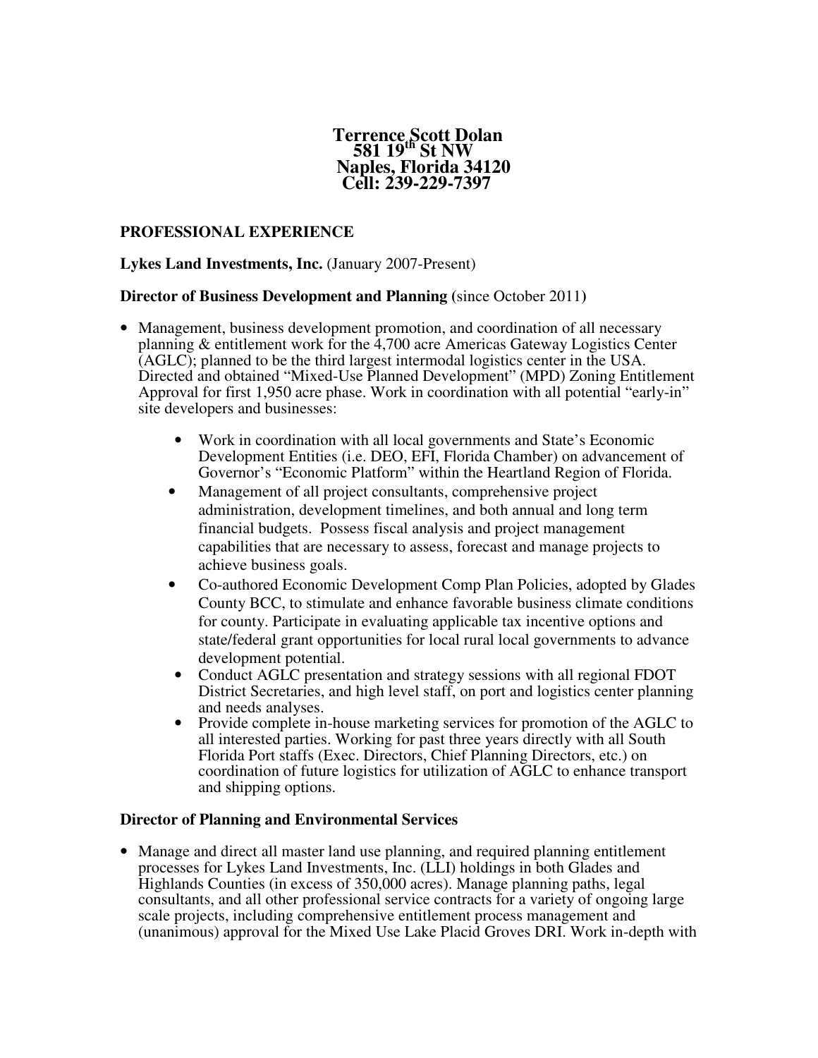**Terrence Scott Dolan**
**581 19th St NW**
**Naples, Florida 34120**
**Cell: 239-229-7397**

**PROFESSIONAL EXPERIENCE**

**Lykes Land Investments, Inc.** (January 2007-Present)

**Director of Business Development and Planning** (since October 2011)

- Management, business development promotion, and coordination of all necessary planning & entitlement work for the 4,700 acre Americas Gateway Logistics Center (AGLC); planned to be the third largest intermodal logistics center in the USA. Directed and obtained "Mixed-Use Planned Development" (MPD) Zoning Entitlement Approval for first 1,950 acre phase. Work in coordination with all potential "early-in" site developers and businesses:
    - Work in coordination with all local governments and State's Economic Development Entities (i.e. DEO, EFI, Florida Chamber) on advancement of Governor's "Economic Platform" within the Heartland Region of Florida.
    - Management of all project consultants, comprehensive project administration, development timelines, and both annual and long term financial budgets. Possess fiscal analysis and project management capabilities that are necessary to assess, forecast and manage projects to achieve business goals.
    - Co-authored Economic Development Comp Plan Policies, adopted by Glades County BCC, to stimulate and enhance favorable business climate conditions for county. Participate in evaluating applicable tax incentive options and state/federal grant opportunities for local rural local governments to advance development potential.
    - Conduct AGLC presentation and strategy sessions with all regional FDOT District Secretaries, and high level staff, on port and logistics center planning and needs analyses.
    - Provide complete in-house marketing services for promotion of the AGLC to all interested parties. Working for past three years directly with all South Florida Port staffs (Exec. Directors, Chief Planning Directors, etc.) on coordination of future logistics for utilization of AGLC to enhance transport and shipping options.

**Director of Planning and Environmental Services**

- Manage and direct all master land use planning, and required planning entitlement processes for Lykes Land Investments, Inc. (LLI) holdings in both Glades and Highlands Counties (in excess of 350,000 acres). Manage planning paths, legal consultants, and all other professional service contracts for a variety of ongoing large scale projects, including comprehensive entitlement process management and (unanimous) approval for the Mixed Use Lake Placid Groves DRI. Work in-depth with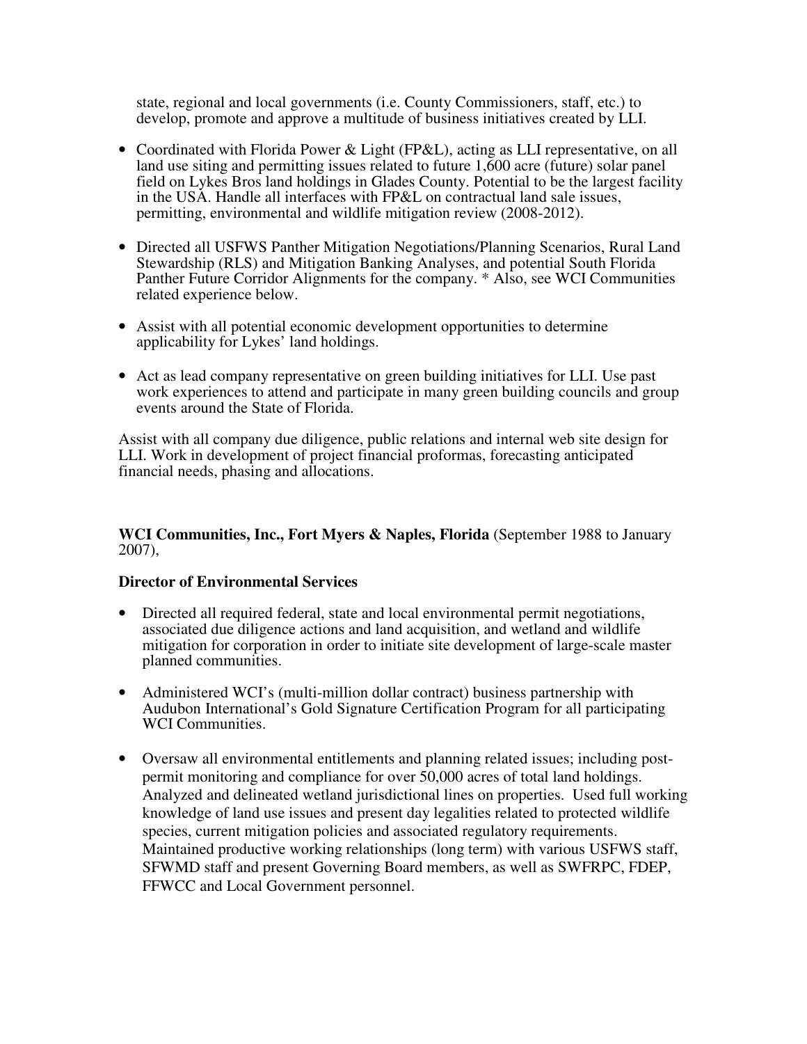state, regional and local governments (i.e. County Commissioners, staff, etc.) to develop, promote and approve a multitude of business initiatives created by LLI.

- Coordinated with Florida Power & Light (FP&L), acting as LLI representative, on all land use siting and permitting issues related to future 1,600 acre (future) solar panel field on Lykes Bros land holdings in Glades County. Potential to be the largest facility in the USA. Handle all interfaces with FP&L on contractual land sale issues, permitting, environmental and wildlife mitigation review (2008-2012).

- Directed all USFWS Panther Mitigation Negotiations/Planning Scenarios, Rural Land Stewardship (RLS) and Mitigation Banking Analyses, and potential South Florida Panther Future Corridor Alignments for the company. * Also, see WCI Communities related experience below.

- Assist with all potential economic development opportunities to determine applicability for Lykes' land holdings.

- Act as lead company representative on green building initiatives for LLI. Use past work experiences to attend and participate in many green building councils and group events around the State of Florida.

Assist with all company due diligence, public relations and internal web site design for LLI. Work in development of project financial proformas, forecasting anticipated financial needs, phasing and allocations.

**WCI Communities, Inc., Fort Myers & Naples, Florida** (September 1988 to January 2007),

**Director of Environmental Services**

- Directed all required federal, state and local environmental permit negotiations, associated due diligence actions and land acquisition, and wetland and wildlife mitigation for corporation in order to initiate site development of large-scale master planned communities.

- Administered WCI's (multi-million dollar contract) business partnership with Audubon International's Gold Signature Certification Program for all participating WCI Communities.

- Oversaw all environmental entitlements and planning related issues; including post-permit monitoring and compliance for over 50,000 acres of total land holdings. Analyzed and delineated wetland jurisdictional lines on properties. Used full working knowledge of land use issues and present day legalities related to protected wildlife species, current mitigation policies and associated regulatory requirements. Maintained productive working relationships (long term) with various USFWS staff, SFWMD staff and present Governing Board members, as well as SWFRPC, FDEP, FFWCC and Local Government personnel.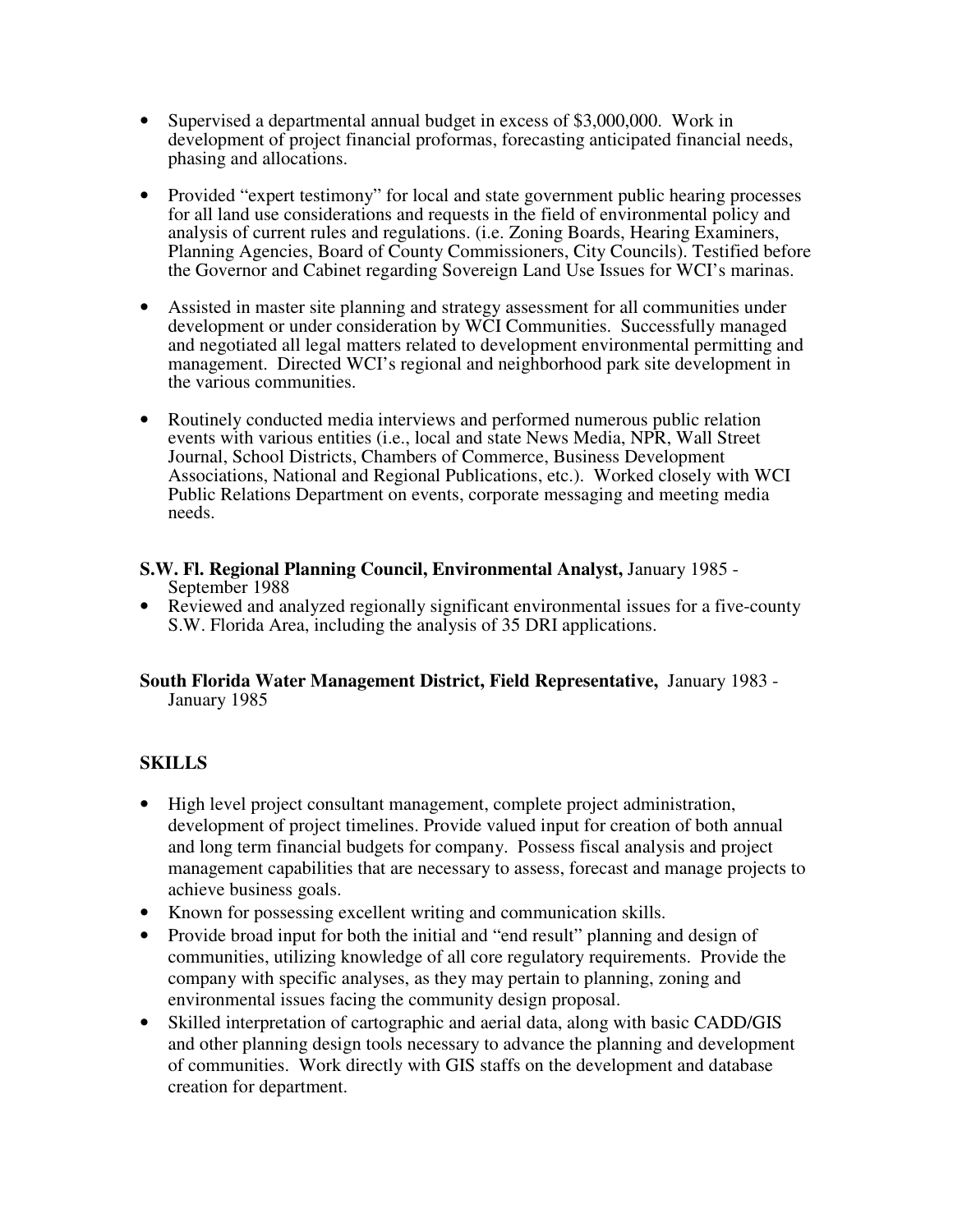- Supervised a departmental annual budget in excess of $3,000,000. Work in development of project financial proformas, forecasting anticipated financial needs, phasing and allocations.

- Provided "expert testimony" for local and state government public hearing processes for all land use considerations and requests in the field of environmental policy and analysis of current rules and regulations. (i.e. Zoning Boards, Hearing Examiners, Planning Agencies, Board of County Commissioners, City Councils). Testified before the Governor and Cabinet regarding Sovereign Land Use Issues for WCI's marinas.

- Assisted in master site planning and strategy assessment for all communities under development or under consideration by WCI Communities. Successfully managed and negotiated all legal matters related to development environmental permitting and management. Directed WCI's regional and neighborhood park site development in the various communities.

- Routinely conducted media interviews and performed numerous public relation events with various entities (i.e., local and state News Media, NPR, Wall Street Journal, School Districts, Chambers of Commerce, Business Development Associations, National and Regional Publications, etc.). Worked closely with WCI Public Relations Department on events, corporate messaging and meeting media needs.

**S.W. Fl. Regional Planning Council, Environmental Analyst,** January 1985 - September 1988

- Reviewed and analyzed regionally significant environmental issues for a five-county S.W. Florida Area, including the analysis of 35 DRI applications.

**South Florida Water Management District, Field Representative,** January 1983 - January 1985

## SKILLS

- High level project consultant management, complete project administration, development of project timelines. Provide valued input for creation of both annual and long term financial budgets for company. Possess fiscal analysis and project management capabilities that are necessary to assess, forecast and manage projects to achieve business goals.
- Known for possessing excellent writing and communication skills.
- Provide broad input for both the initial and "end result" planning and design of communities, utilizing knowledge of all core regulatory requirements. Provide the company with specific analyses, as they may pertain to planning, zoning and environmental issues facing the community design proposal.
- Skilled interpretation of cartographic and aerial data, along with basic CADD/GIS and other planning design tools necessary to advance the planning and development of communities. Work directly with GIS staffs on the development and database creation for department.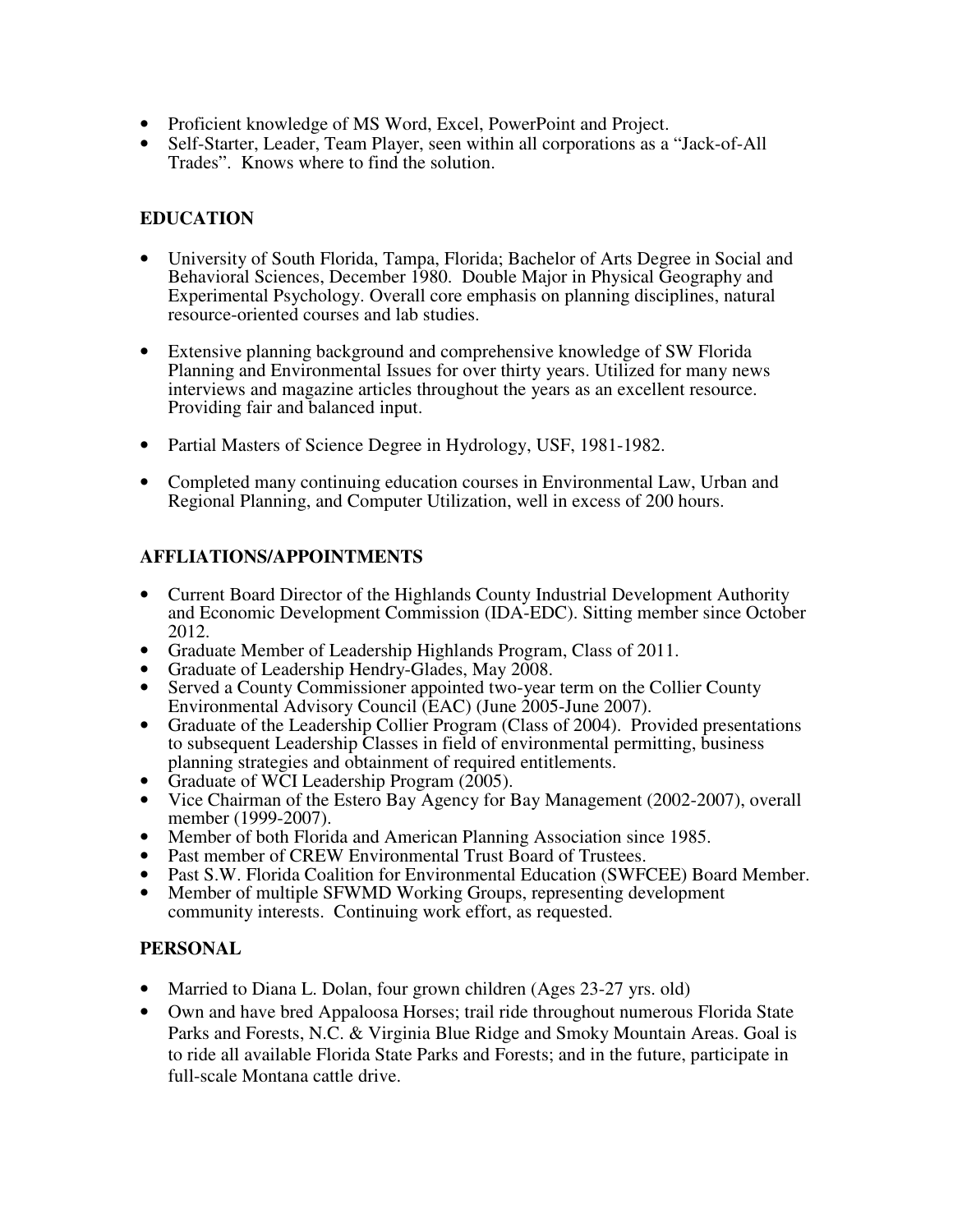- Proficient knowledge of MS Word, Excel, PowerPoint and Project.
- Self-Starter, Leader, Team Player, seen within all corporations as a "Jack-of-All Trades". Knows where to find the solution.

## EDUCATION

- University of South Florida, Tampa, Florida; Bachelor of Arts Degree in Social and Behavioral Sciences, December 1980. Double Major in Physical Geography and Experimental Psychology. Overall core emphasis on planning disciplines, natural resource-oriented courses and lab studies.

- Extensive planning background and comprehensive knowledge of SW Florida Planning and Environmental Issues for over thirty years. Utilized for many news interviews and magazine articles throughout the years as an excellent resource. Providing fair and balanced input.

- Partial Masters of Science Degree in Hydrology, USF, 1981-1982.

- Completed many continuing education courses in Environmental Law, Urban and Regional Planning, and Computer Utilization, well in excess of 200 hours.

## AFFLIATIONS/APPOINTMENTS

- Current Board Director of the Highlands County Industrial Development Authority and Economic Development Commission (IDA-EDC). Sitting member since October 2012.
- Graduate Member of Leadership Highlands Program, Class of 2011.
- Graduate of Leadership Hendry-Glades, May 2008.
- Served a County Commissioner appointed two-year term on the Collier County Environmental Advisory Council (EAC) (June 2005-June 2007).
- Graduate of the Leadership Collier Program (Class of 2004). Provided presentations to subsequent Leadership Classes in field of environmental permitting, business planning strategies and obtainment of required entitlements.
- Graduate of WCI Leadership Program (2005).
- Vice Chairman of the Estero Bay Agency for Bay Management (2002-2007), overall member (1999-2007).
- Member of both Florida and American Planning Association since 1985.
- Past member of CREW Environmental Trust Board of Trustees.
- Past S.W. Florida Coalition for Environmental Education (SWFCEE) Board Member.
- Member of multiple SFWMD Working Groups, representing development community interests. Continuing work effort, as requested.

## PERSONAL

- Married to Diana L. Dolan, four grown children (Ages 23-27 yrs. old)
- Own and have bred Appaloosa Horses; trail ride throughout numerous Florida State Parks and Forests, N.C. & Virginia Blue Ridge and Smoky Mountain Areas. Goal is to ride all available Florida State Parks and Forests; and in the future, participate in full-scale Montana cattle drive.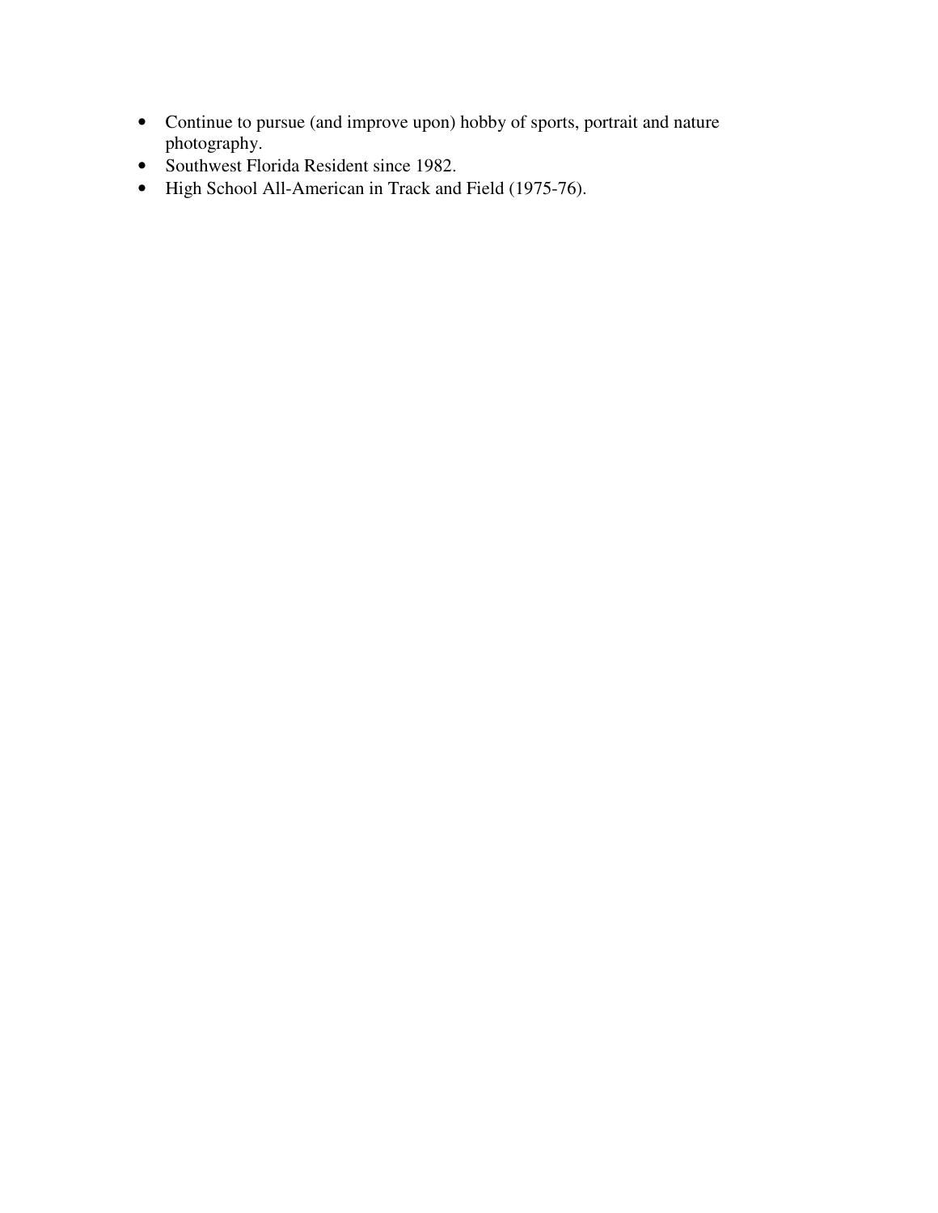- Continue to pursue (and improve upon) hobby of sports, portrait and nature photography.
- Southwest Florida Resident since 1982.
- High School All-American in Track and Field (1975-76).